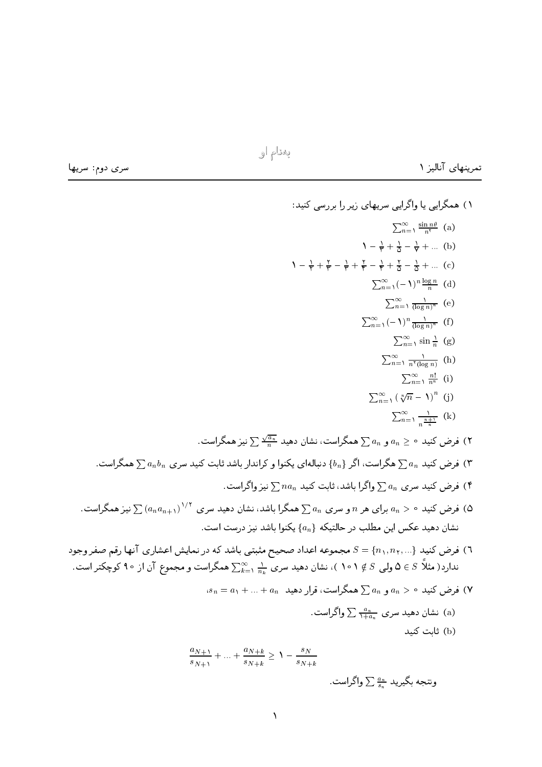به‌نام او

تمرینهای آنالیز ۱ — سری دوم: سریها

۱) همگرایی یا واگرایی سریهای زیر را بررسی کنید:

(a) $\sum_{n=1}^{\infty} \frac{\sin n\theta}{n^2}$

(b) $1 - \frac{1}{3} + \frac{1}{5} - \frac{1}{7} + \dots$

(c) $1 - \frac{1}{2} + \frac{2}{3} - \frac{1}{3} + \frac{2}{4} - \frac{1}{4} + \frac{2}{5} - \frac{1}{5} + \dots$

(d) $\sum_{n=1}^{\infty} (-1)^n \frac{\log n}{n}$

(e) $\sum_{n=1}^{\infty} \frac{1}{(\log n)^n}$

(f) $\sum_{n=1}^{\infty} (-1)^n \frac{1}{(\log n)^n}$

(g) $\sum_{n=1}^{\infty} \sin \frac{1}{n}$

(h) $\sum_{n=1}^{\infty} \frac{1}{n^2 (\log n)}$

(i) $\sum_{n=1}^{\infty} \frac{n!}{n^n}$

(j) $\sum_{n=1}^{\infty} \left(\sqrt[n]{n} - 1\right)^n$

(k) $\sum_{n=1}^{\infty} \frac{1}{n^{\frac{n+1}{n}}}$

۲) فرض کنید $a_n \geq 0$ و $\sum a_n$ همگراست، نشان دهید $\sum \frac{\sqrt{a_n}}{n}$ نیز همگراست.

۳) فرض کنید $\sum a_n$ هگراست، اگر $\{b_n\}$ دنباله‌ای یکنوا و کراندار باشد ثابت کنید سری $\sum a_n b_n$ همگراست.

۴) فرض کنید سری $\sum a_n$ واگرا باشد، ثابت کنید $\sum n a_n$ نیز واگراست.

۵) فرض کنید $a_n > 0$ برای هر $n$ و سری $\sum a_n$ همگرا باشد، نشان دهید سری $\sum (a_n a_{n+1})^{1/2}$ نیز همگراست. نشان دهید عکس این مطلب در حالتیکه $\{a_n\}$ یکنوا باشد نیز درست است.

٦) فرض کنید $S = \{n_1, n_2, \dots\}$ مجموعه اعداد صحیح مثبتی باشد که در نمایش اعشاری آنها رقم صفر وجود ندارد( مثلاً $5 \in S$ ولی $101 \notin S$ )، نشان دهید سری $\sum_{k=1}^{\infty} \frac{1}{n_k}$ همگراست و مجموع آن از ۹۰ کوچکتر است.

۷) فرض کنید $a_n > 0$ و $\sum a_n$ همگراست، قرار دهید $s_n = a_1 + \dots + a_n$،

(a) نشان دهید سری $\sum \frac{a_n}{1+a_n}$ واگراست.

(b) ثابت کنید

$$\frac{a_{N+1}}{s_{N+1}} + \dots + \frac{a_{N+k}}{s_{N+k}} \geq 1 - \frac{s_N}{s_{N+k}}$$

ونتیجه بگیرید $\sum \frac{a_n}{s_n}$ واگراست.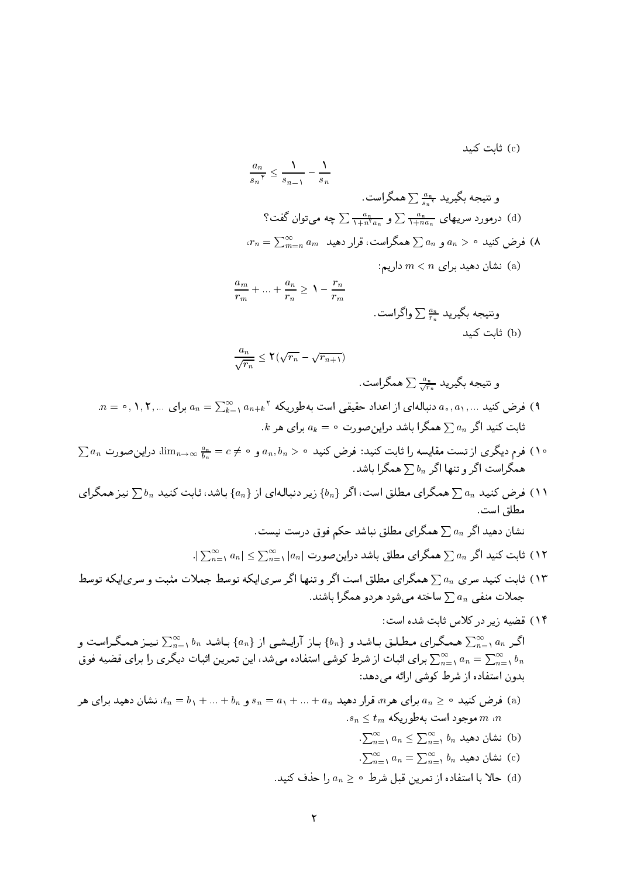(c) ثابت کنید

$$\frac{a_n}{{s_n}^2} \leq \frac{1}{s_{n-1}} - \frac{1}{s_n}$$

و نتیجه بگیرید $\sum \frac{a_n}{{s_n}^2}$ همگراست.

(d) درمورد سریهای $\sum \frac{a_n}{1+na_n}$ و $\sum \frac{a_n}{1+n^2 a_n}$ چه می‌توان گفت؟

۸) فرض کنید $a_n > 0$ و $\sum a_n$ همگراست، قرار دهید $r_n = \sum_{m=n}^{\infty} a_m$،

(a) نشان دهید برای $m < n$ داریم:

$$\frac{a_m}{r_m} + \ldots + \frac{a_n}{r_n} \geq 1 - \frac{r_n}{r_m}$$

ونتیجه بگیرید $\sum \frac{a_n}{r_n}$ واگراست.

(b) ثابت کنید

$$\frac{a_n}{\sqrt{r_n}} \leq 2(\sqrt{r_n} - \sqrt{r_{n+1}})$$

و نتیجه بگیرید $\sum \frac{a_n}{\sqrt{r_n}}$ همگراست.

۹) فرض کنید $a_0, a_1, \ldots$ دنباله‌ای از اعداد حقیقی است به‌طوریکه $a_n = \sum_{k=1}^{\infty} {a_{n+k}}^2$ برای $n = 0, 1, 2, \ldots$.
ثابت کنید اگر $\sum a_n$ همگرا باشد دراین‌صورت $a_k = 0$ برای هر $k$.

۱۰) فرم دیگری از تست مقایسه را ثابت کنید: فرض کنید $a_n, b_n > 0$ و $\lim_{n\to\infty} \frac{a_n}{b_n} = c \neq 0$، دراین‌صورت $\sum a_n$ همگراست اگر و تنها اگر $\sum b_n$ همگرا باشد.

۱۱) فرض کنید $\sum a_n$ همگرای مطلق است، اگر $\{b_n\}$ زیر دنباله‌ای از $\{a_n\}$ باشد، ثابت کنید $\sum b_n$ نیز همگرای مطلق است.
نشان دهید اگر $\sum a_n$ همگرای مطلق نباشد حکم فوق درست نیست.

۱۲) ثابت کنید اگر $\sum a_n$ همگرای مطلق باشد دراین‌صورت $|\sum_{n=1}^{\infty} a_n| \leq \sum_{n=1}^{\infty} |a_n|$.

۱۳) ثابت کنید سری $\sum a_n$ همگرای مطلق است اگر و تنها اگر سری‌ایکه توسط جملات مثبت و سری‌ایکه توسط جملات منفی $\sum a_n$ ساخته می‌شود هردو همگرا باشند.

۱۴) قضیه زیر در کلاس ثابت شده است:

اگر $\sum_{n=1}^{\infty} a_n$ همگرای مطلق باشد و $\{b_n\}$ باز آرایشی از $\{a_n\}$ باشد $\sum_{n=1}^{\infty} b_n$ نیز همگراست و $\sum_{n=1}^{\infty} a_n = \sum_{n=1}^{\infty} b_n$ برای اثبات از شرط کوشی استفاده می‌شد، این تمرین اثبات دیگری را برای قضیه فوق بدون استفاده از شرط کوشی ارائه می‌دهد:

(a) فرض کنید $a_n \geq 0$ برای هر $n$، قرار دهید $s_n = a_1 + \ldots + a_n$ و $t_n = b_1 + \ldots + b_n$، نشان دهید برای هر $n$، $m$ موجود است به‌طوریکه $s_n \leq t_m$.

(b) نشان دهید $\sum_{n=1}^{\infty} a_n \leq \sum_{n=1}^{\infty} b_n$.

(c) نشان دهید $\sum_{n=1}^{\infty} a_n = \sum_{n=1}^{\infty} b_n$.

(d) حالا با استفاده از تمرین قبل شرط $a_n \geq 0$ را حذف کنید.